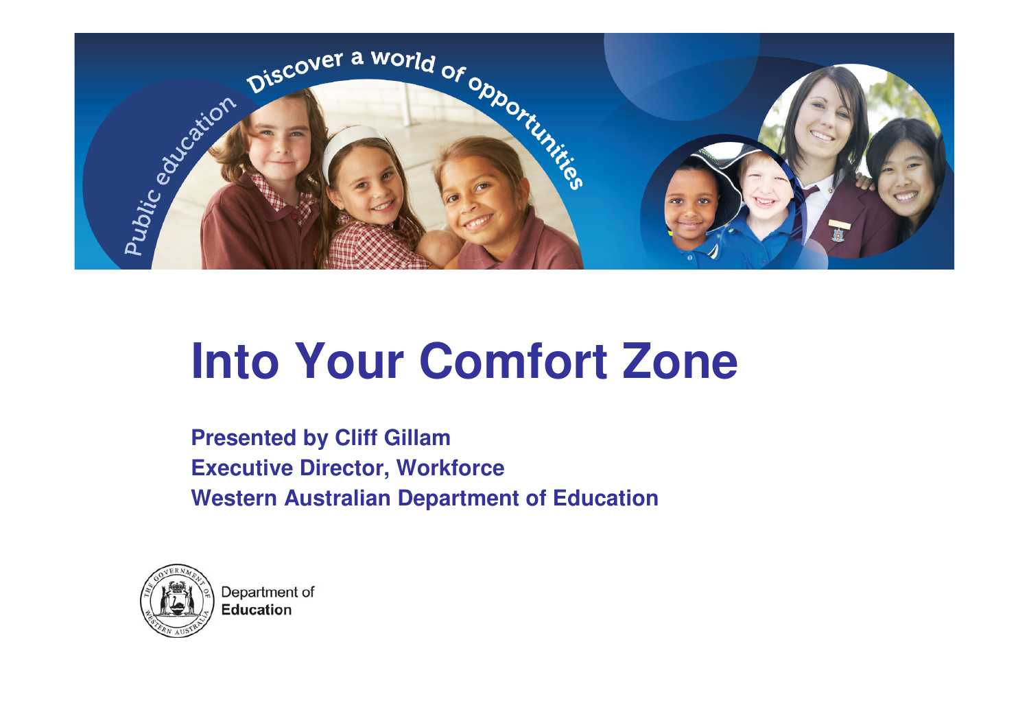# Into Your Comfort Zone

**Presented by Cliff Gillam**
**Executive Director, Workforce**
**Western Australian Department of Education**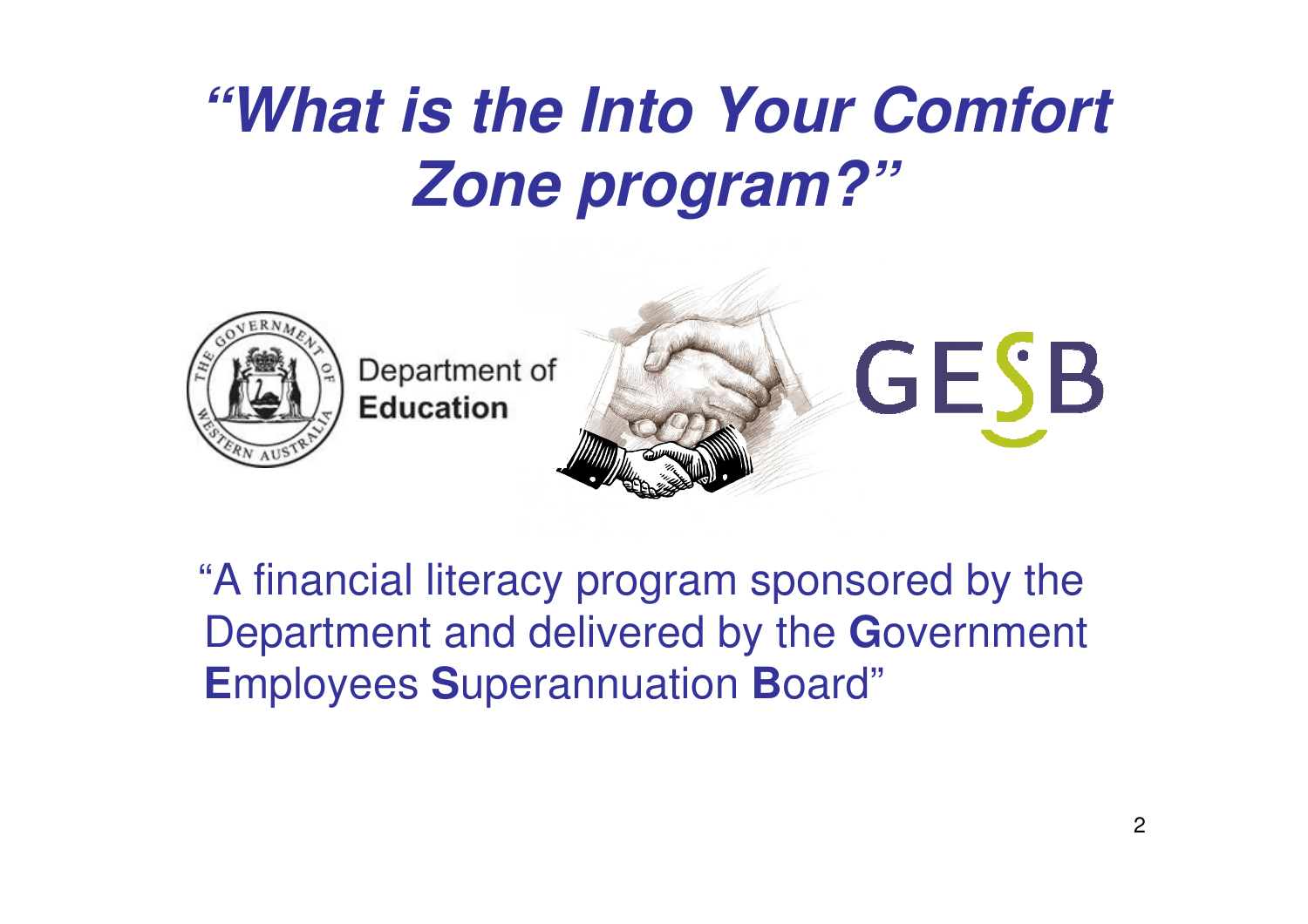# *"What is the Into Your Comfort Zone program?"*

Department of **Education**

GESB

"A financial literacy program sponsored by the Department and delivered by the **G**overnment **E**mployees **S**uperannuation **B**oard"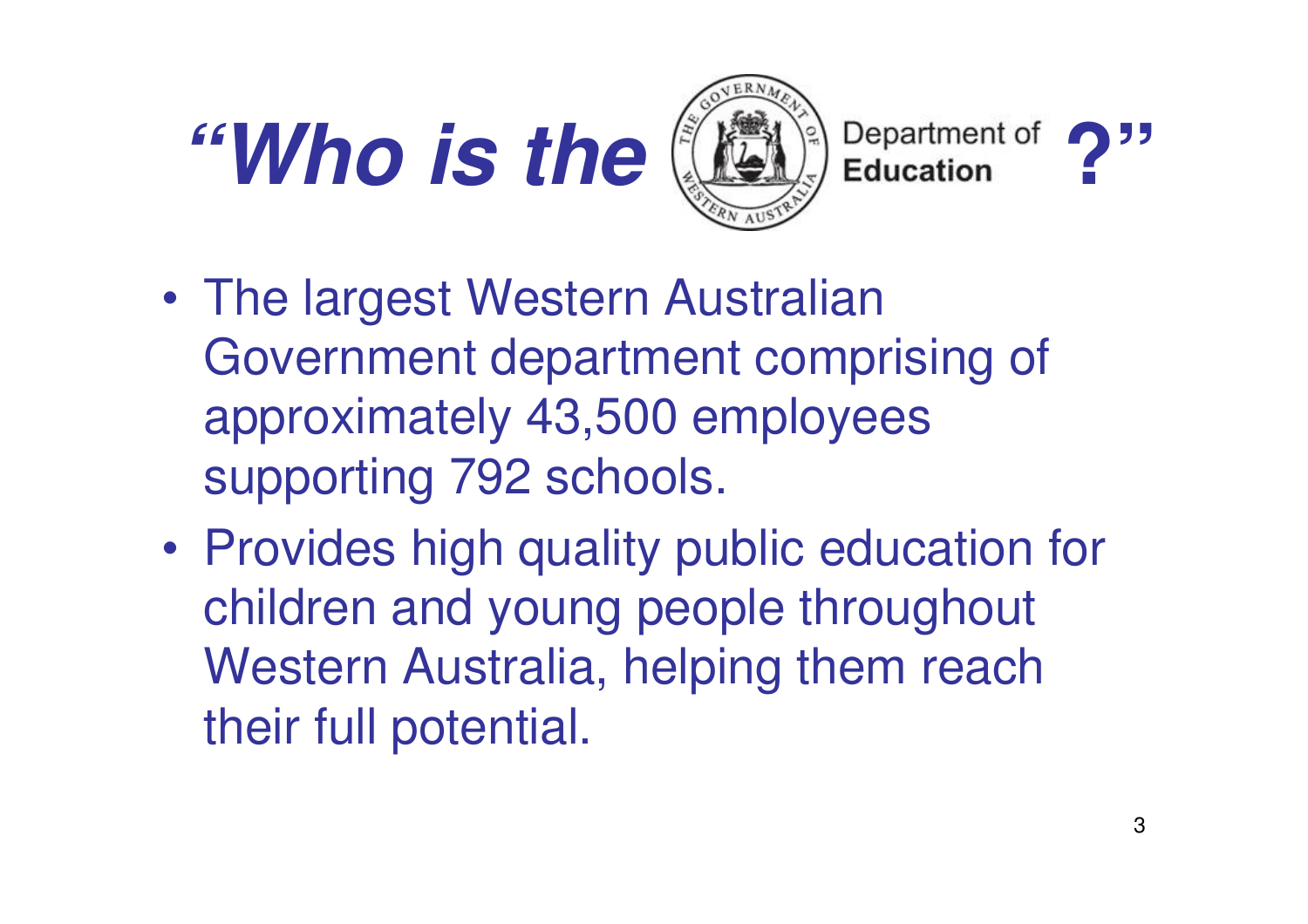# *"Who is the* Department of Education *?"*

- The largest Western Australian Government department comprising of approximately 43,500 employees supporting 792 schools.
- Provides high quality public education for children and young people throughout Western Australia, helping them reach their full potential.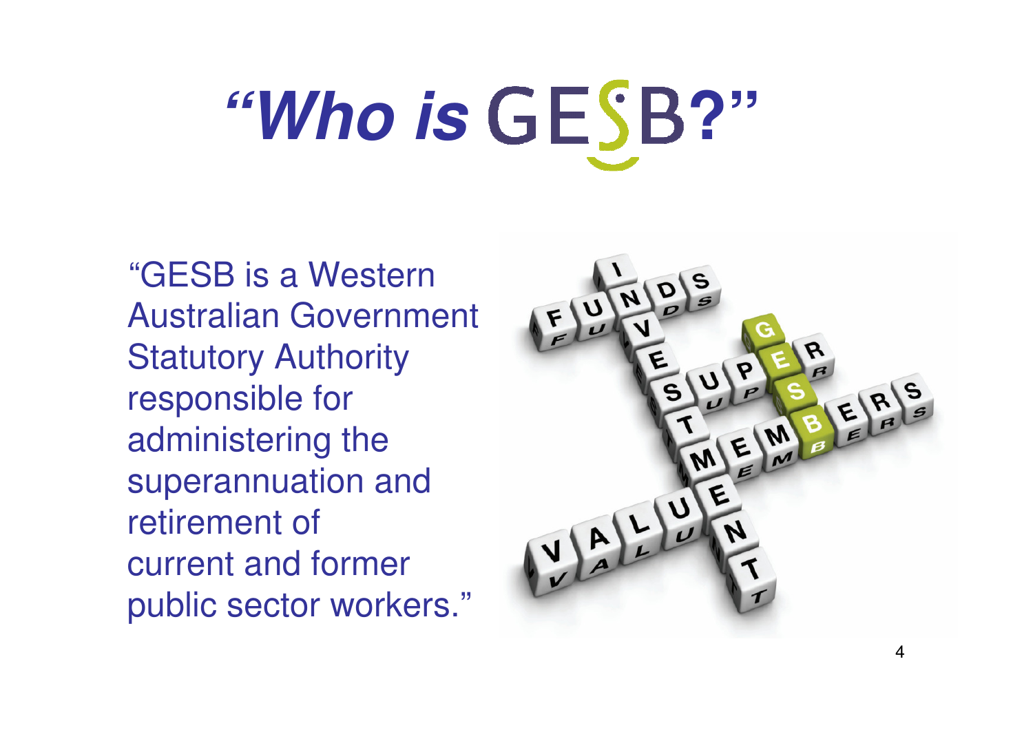# *"Who is* GESB?"

"GESB is a Western Australian Government Statutory Authority responsible for administering the superannuation and retirement of current and former public sector workers."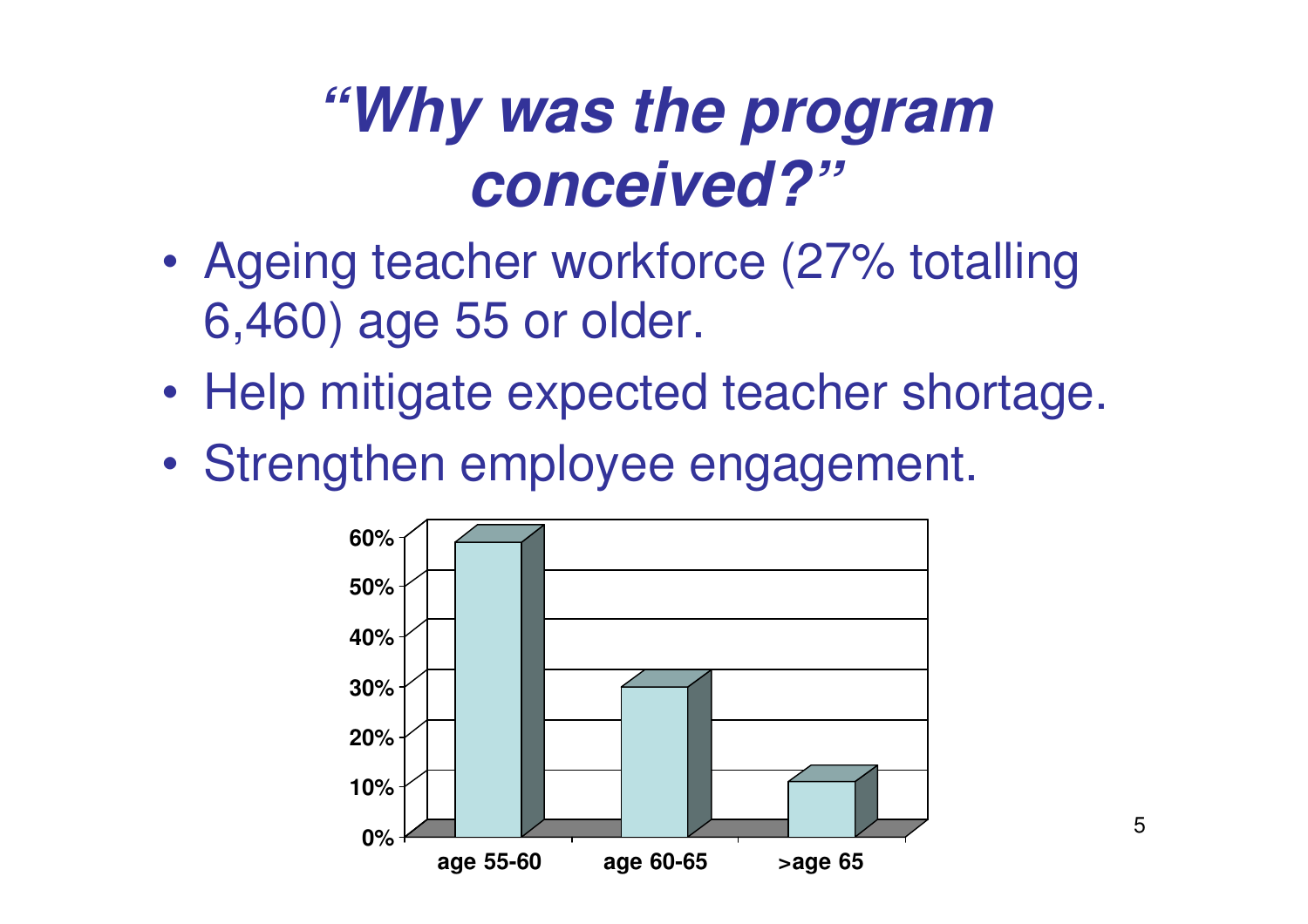# *"Why was the program conceived?"*

- Ageing teacher workforce (27% totalling 6,460) age 55 or older.
- Help mitigate expected teacher shortage.
- Strengthen employee engagement.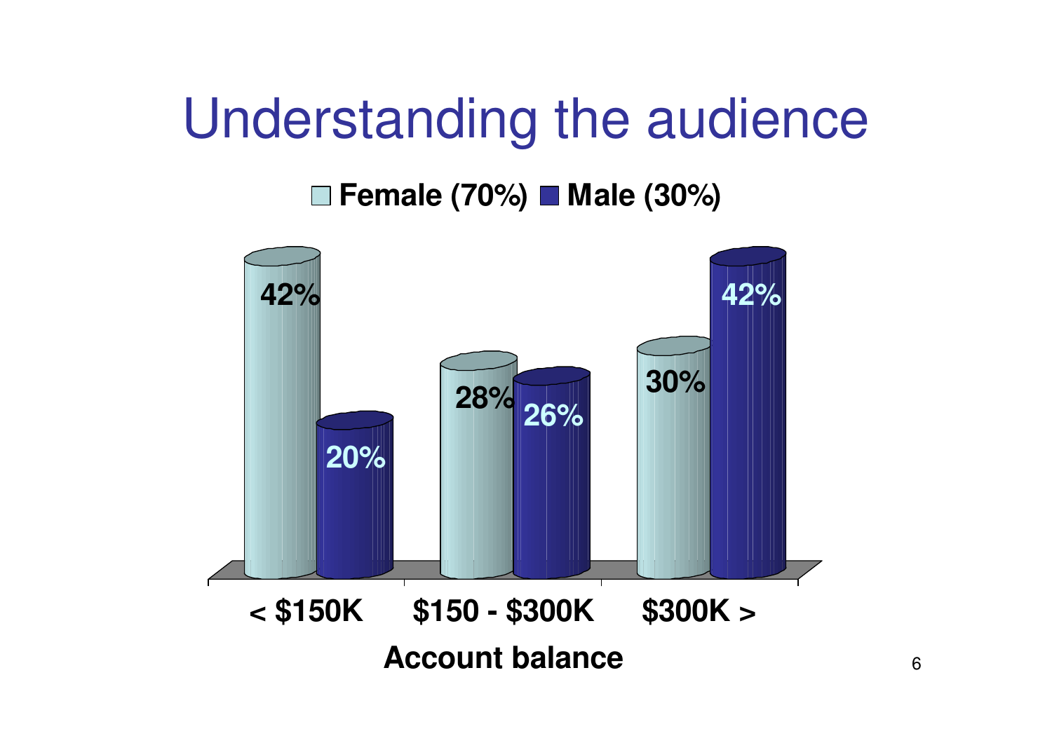# Understanding the audience

| Account balance | Female (70%) | Male (30%) |
|---|---|---|
| < $150K | 42% | 20% |
| $150 - $300K | 28% | 26% |
| $300K > | 30% | 42% |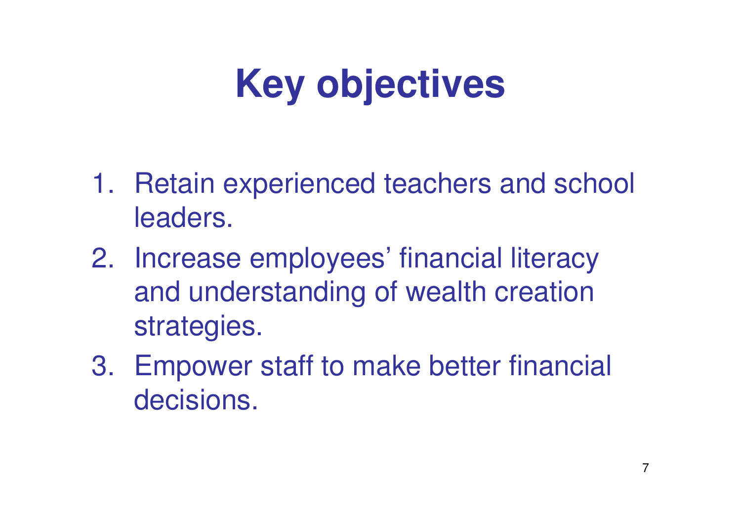# Key objectives

1. Retain experienced teachers and school leaders.
2. Increase employees' financial literacy and understanding of wealth creation strategies.
3. Empower staff to make better financial decisions.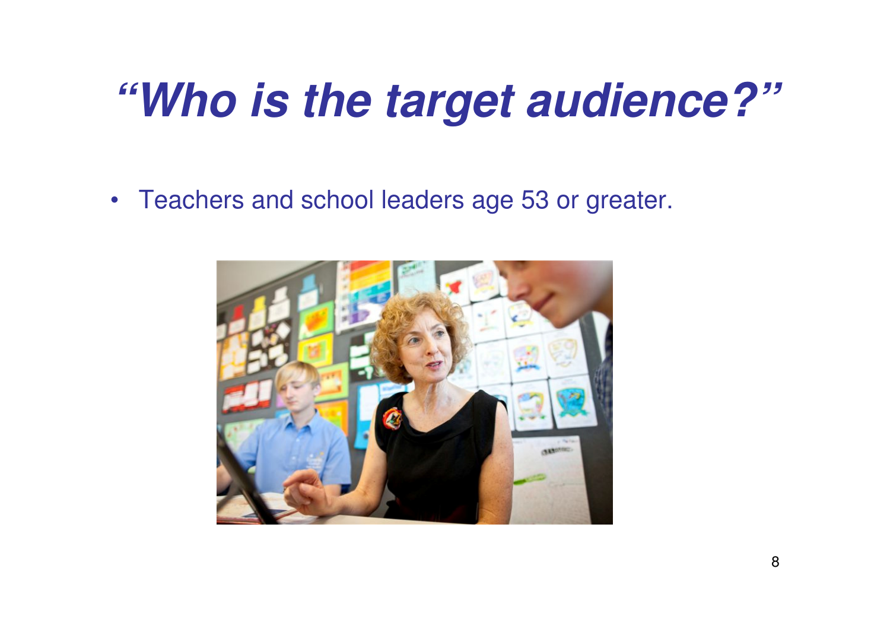# *"Who is the target audience?"*

- Teachers and school leaders age 53 or greater.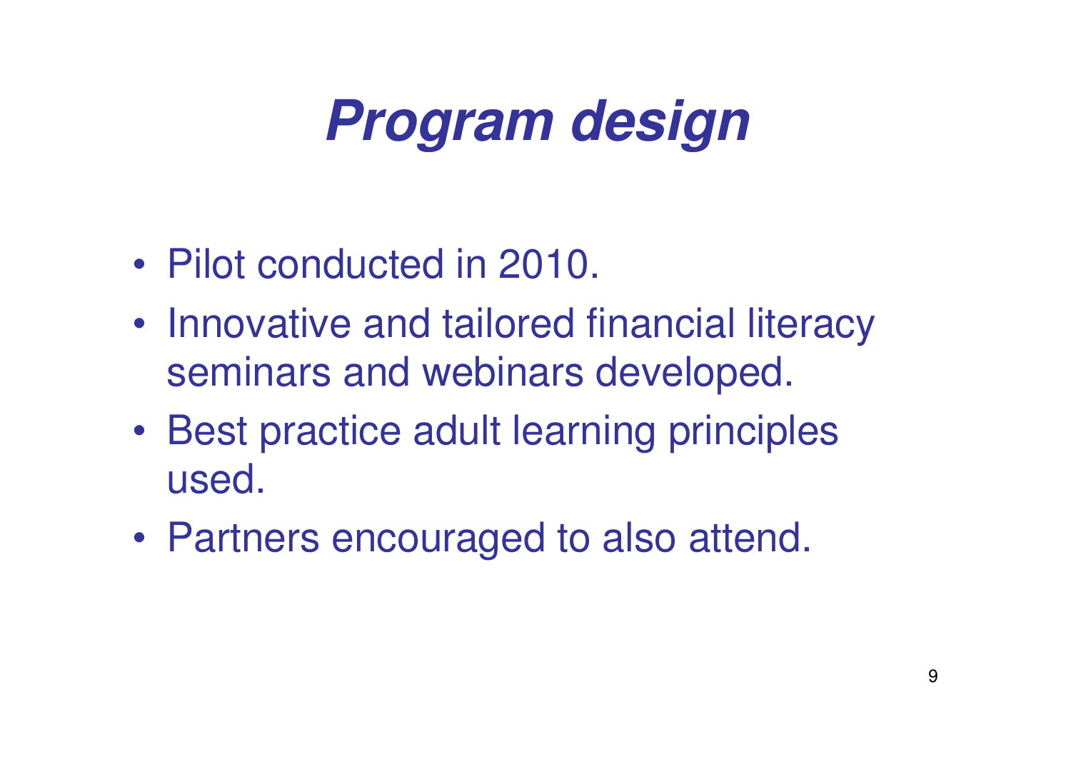# ***Program design***

- Pilot conducted in 2010.
- Innovative and tailored financial literacy seminars and webinars developed.
- Best practice adult learning principles used.
- Partners encouraged to also attend.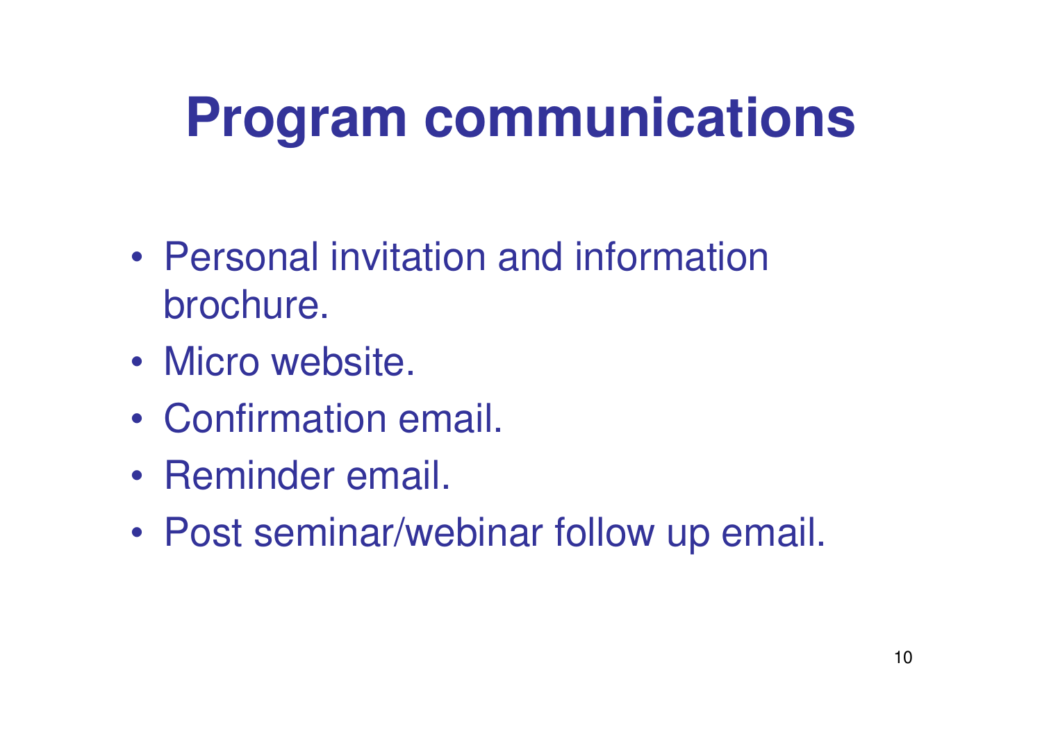# Program communications

- Personal invitation and information brochure.
- Micro website.
- Confirmation email.
- Reminder email.
- Post seminar/webinar follow up email.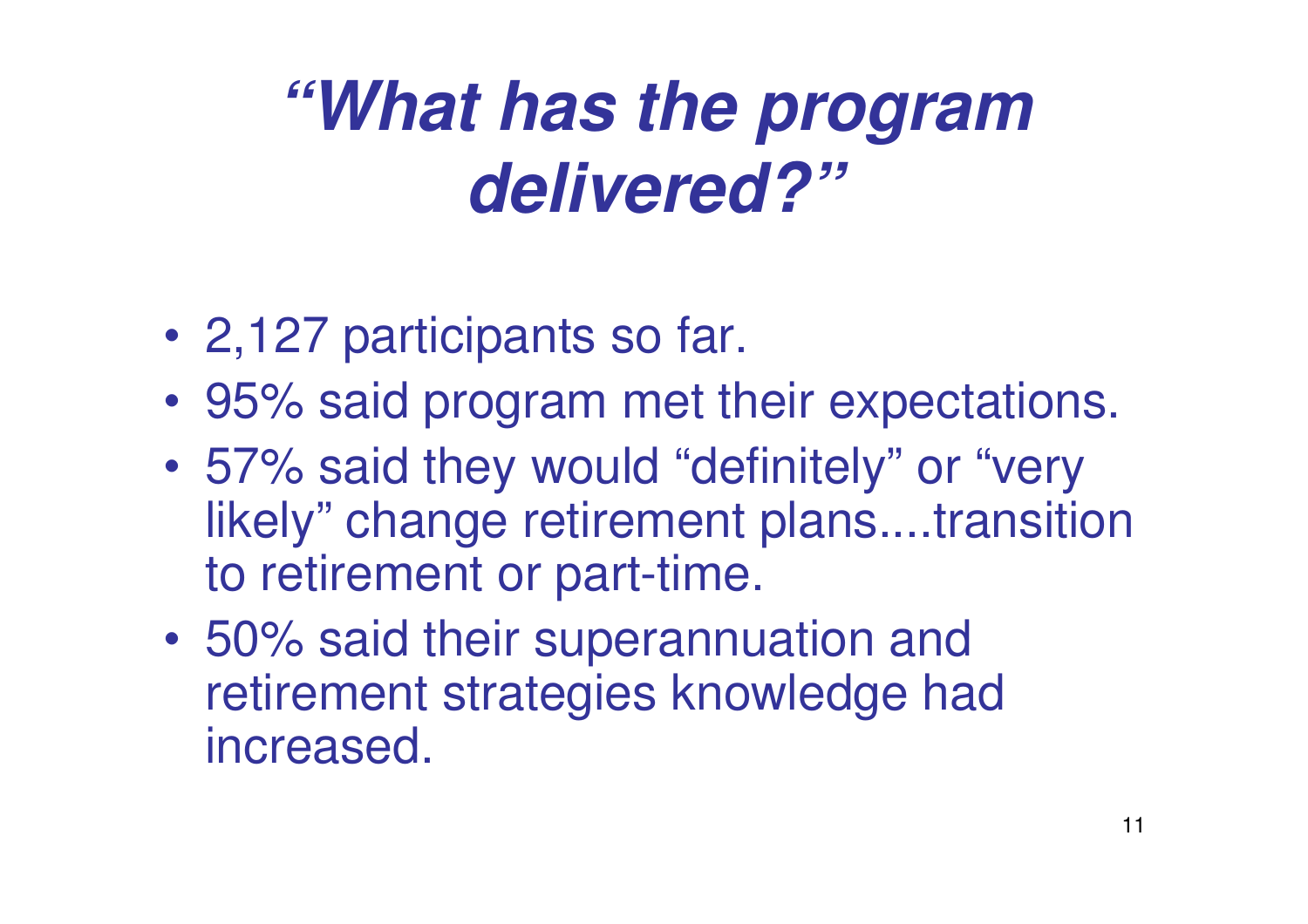# *"What has the program delivered?"*

- 2,127 participants so far.
- 95% said program met their expectations.
- 57% said they would "definitely" or "very likely" change retirement plans....transition to retirement or part-time.
- 50% said their superannuation and retirement strategies knowledge had increased.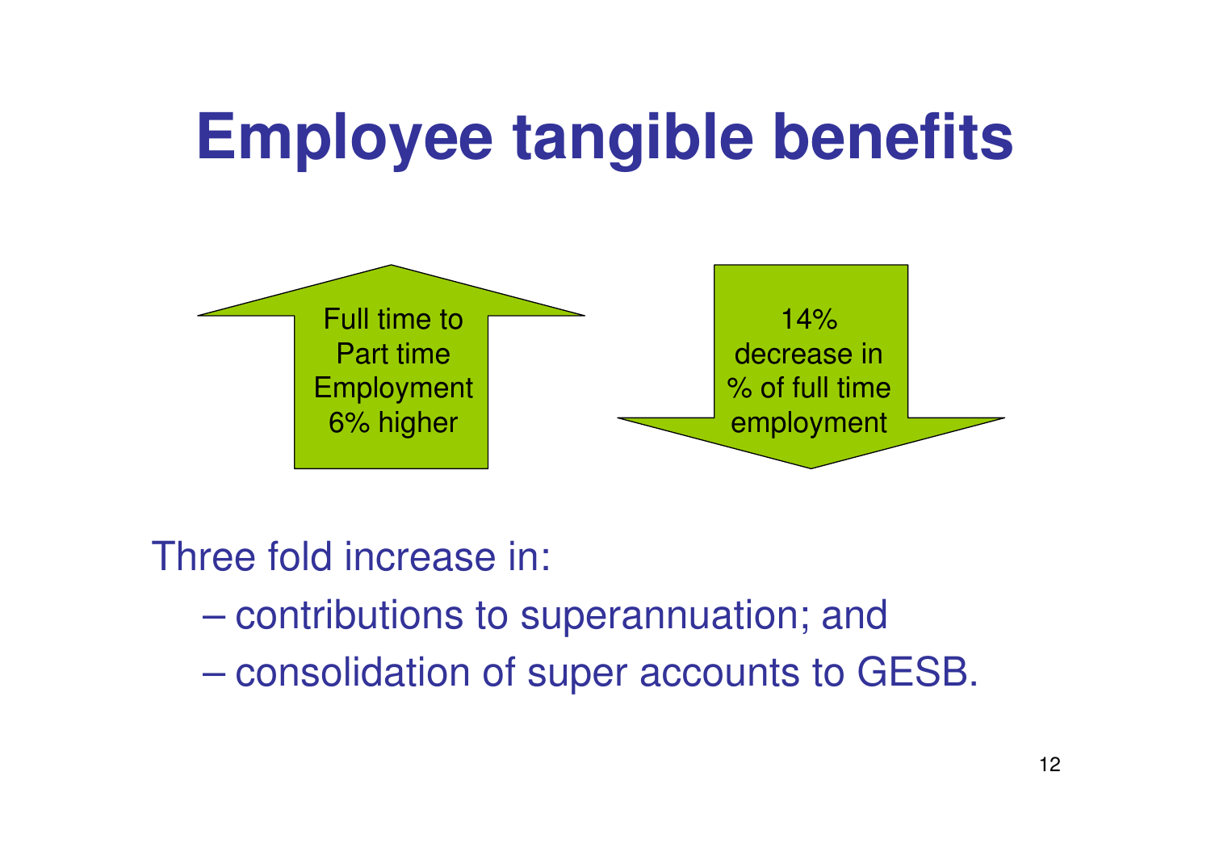# Employee tangible benefits

Full time to Part time Employment 6% higher

14% decrease in % of full time employment

Three fold increase in:

- contributions to superannuation; and
- consolidation of super accounts to GESB.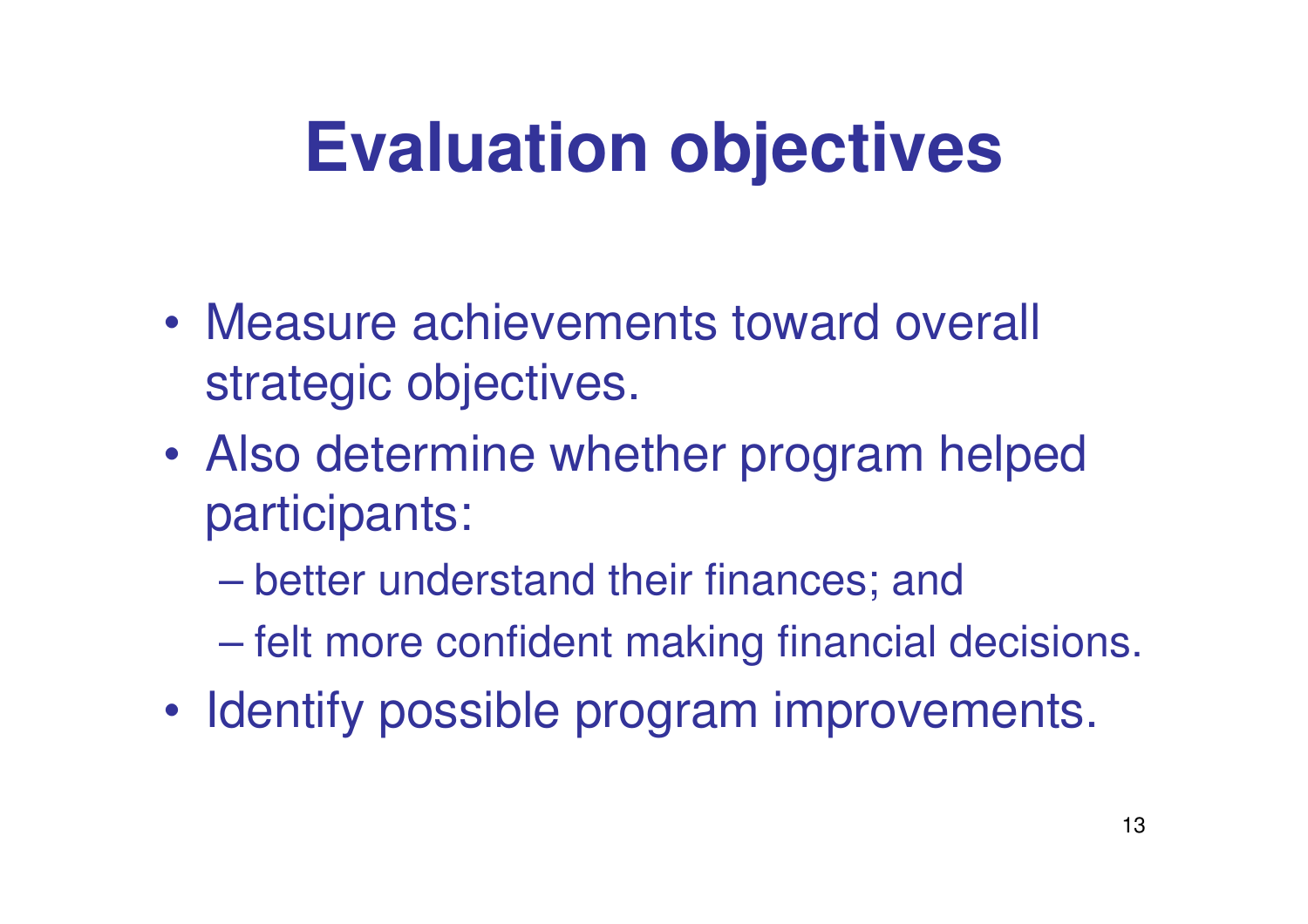# Evaluation objectives

- Measure achievements toward overall strategic objectives.
- Also determine whether program helped participants:
  - better understand their finances; and
  - felt more confident making financial decisions.
- Identify possible program improvements.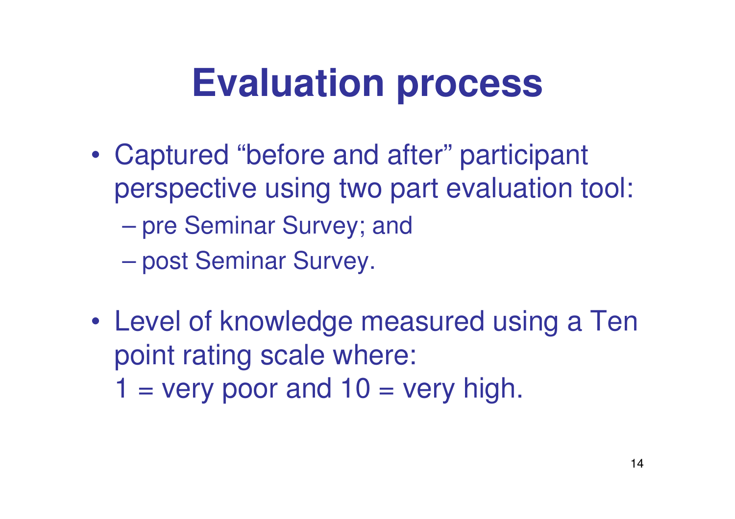# Evaluation process

- Captured "before and after" participant perspective using two part evaluation tool:
  - pre Seminar Survey; and
  - post Seminar Survey.

- Level of knowledge measured using a Ten point rating scale where:
  1 = very poor and 10 = very high.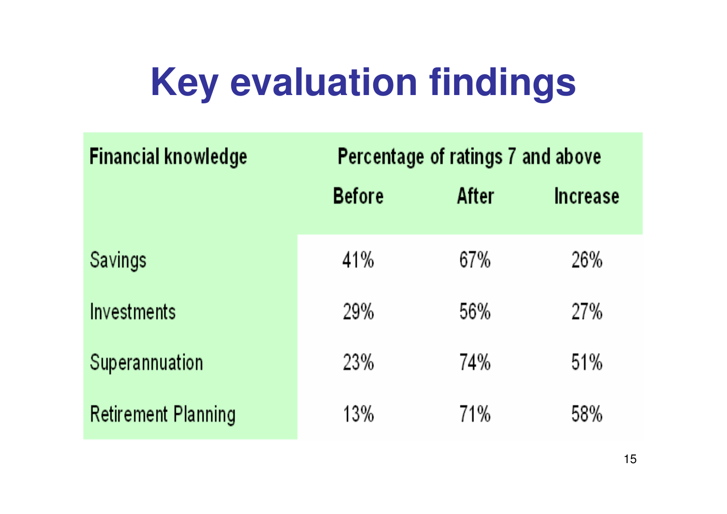# Key evaluation findings

| Financial knowledge | Percentage of ratings 7 and above | | |
|---|---|---|---|
| | Before | After | Increase |
| Savings | 41% | 67% | 26% |
| Investments | 29% | 56% | 27% |
| Superannuation | 23% | 74% | 51% |
| Retirement Planning | 13% | 71% | 58% |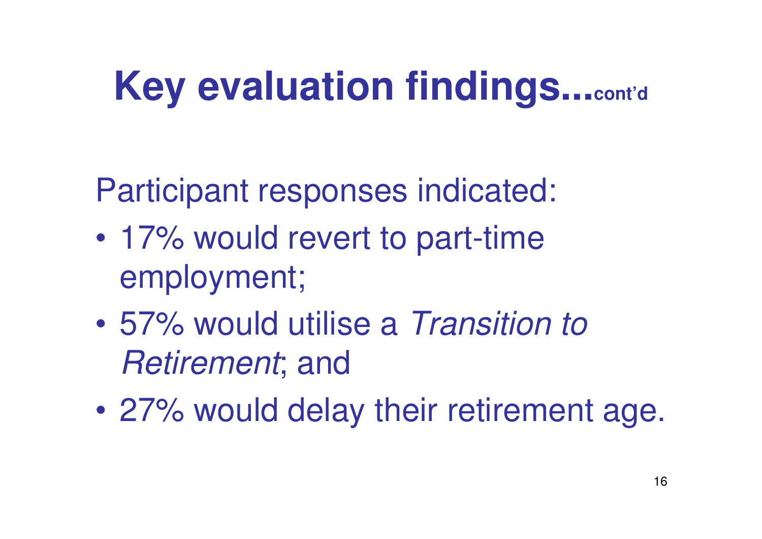# Key evaluation findings...cont'd

Participant responses indicated:

- 17% would revert to part-time employment;
- 57% would utilise a *Transition to Retirement*; and
- 27% would delay their retirement age.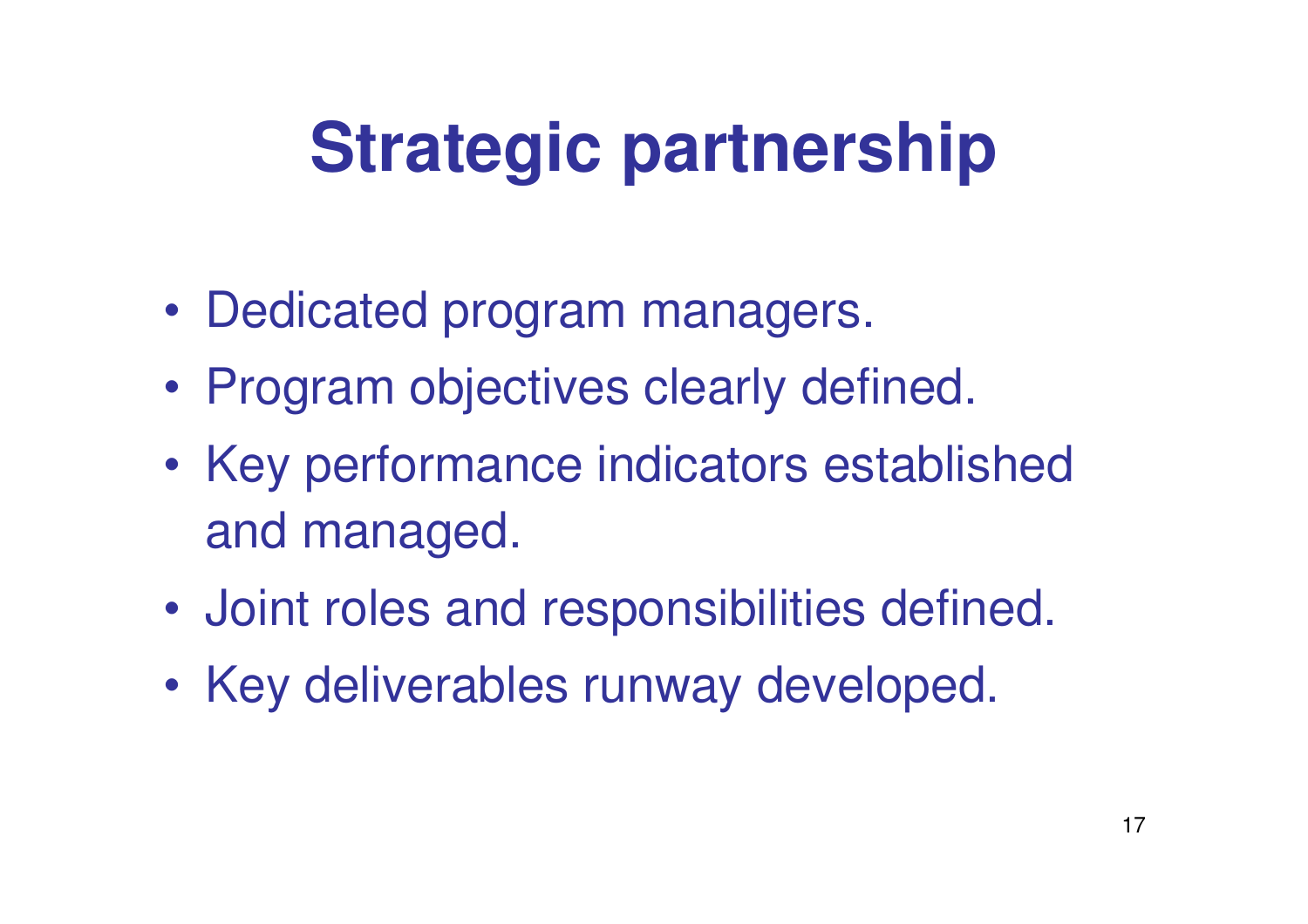# Strategic partnership

- Dedicated program managers.
- Program objectives clearly defined.
- Key performance indicators established and managed.
- Joint roles and responsibilities defined.
- Key deliverables runway developed.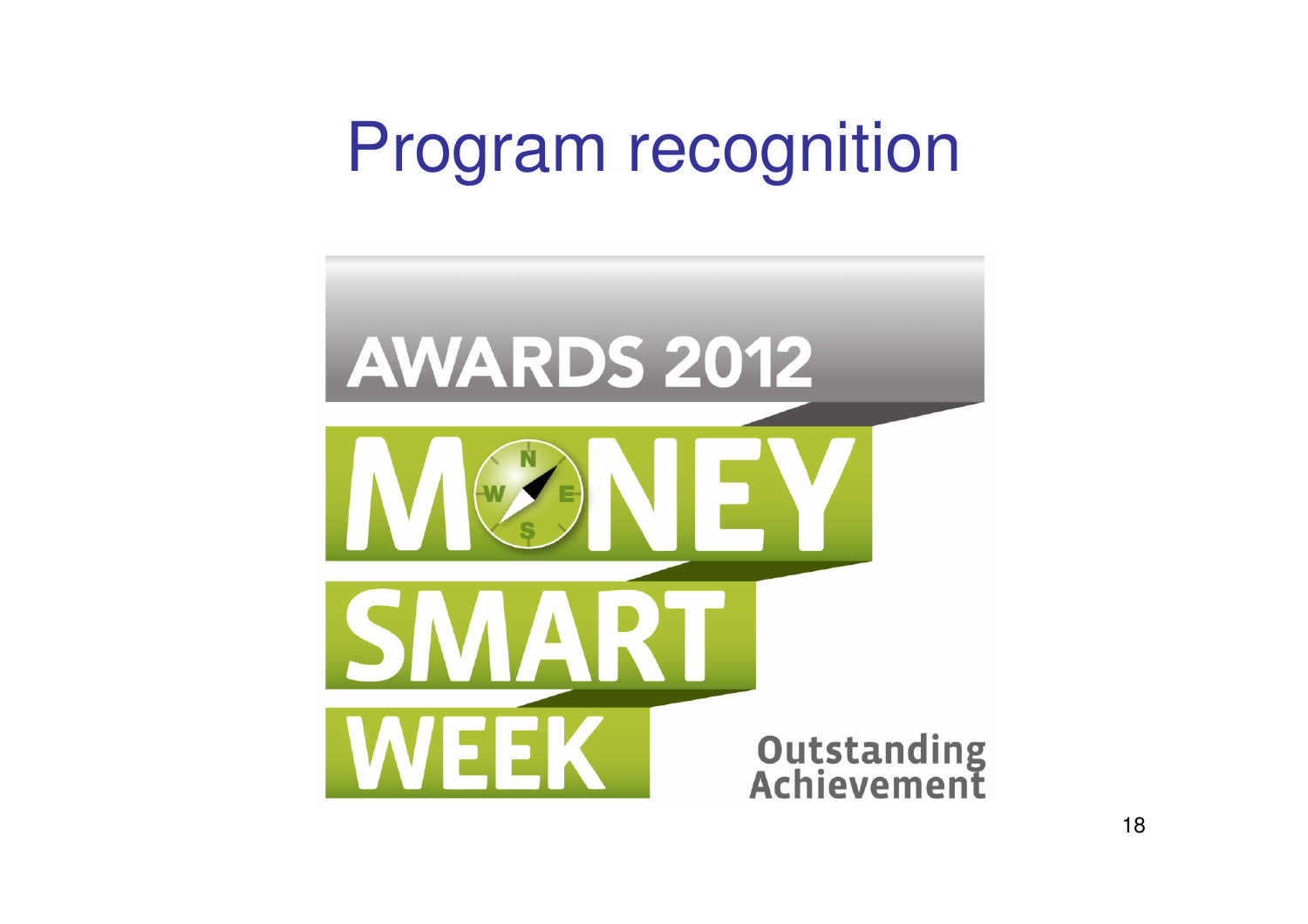# Program recognition

AWARDS 2012

MONEY SMART WEEK

Outstanding Achievement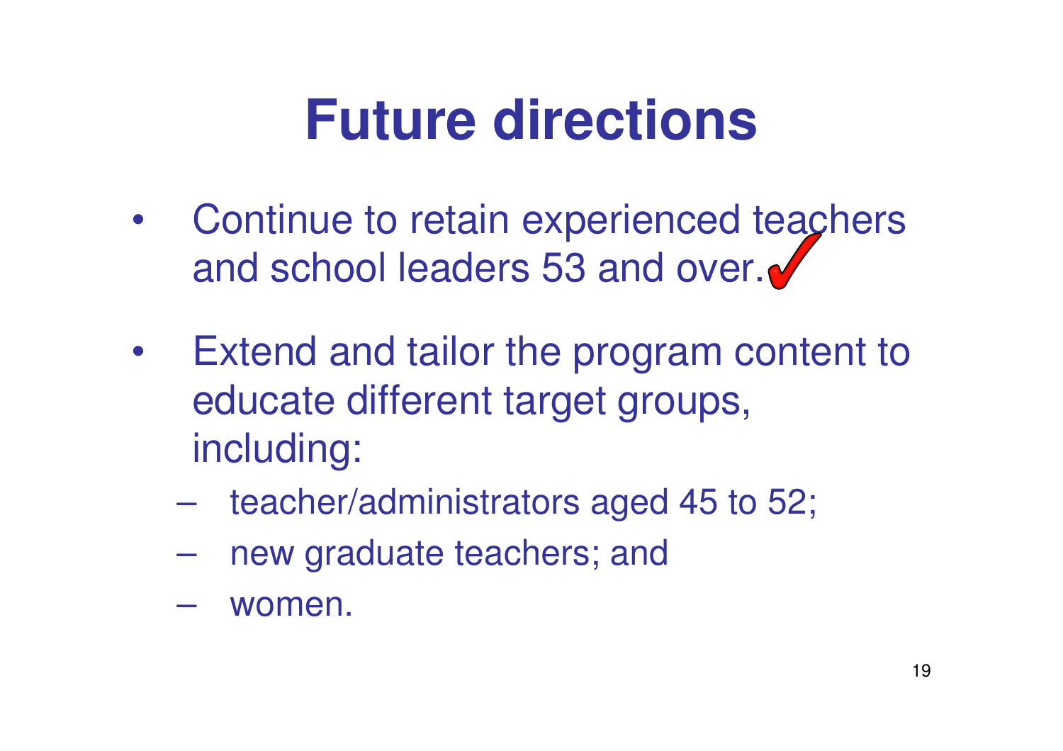# Future directions

- Continue to retain experienced teachers and school leaders 53 and over.
- Extend and tailor the program content to educate different target groups, including:
  - teacher/administrators aged 45 to 52;
  - new graduate teachers; and
  - women.